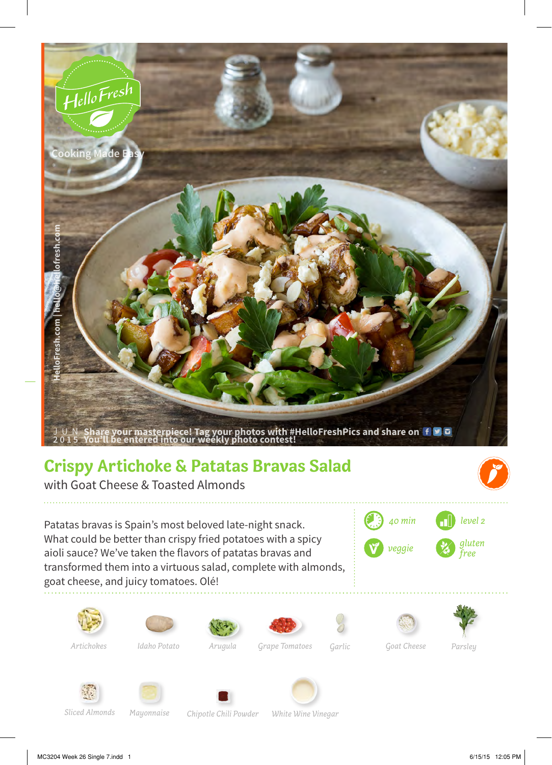HelloFresh

Cooking Made Easy

HelloFresh.com | hello@hellofresh.com

JUN 2015

Share your masterpiece! Tag your photos with #HelloFreshPics and share on
You'll be entered into our weekly photo contest!

# Crispy Artichoke & Patatas Bravas Salad

## with Goat Cheese & Toasted Almonds

Patatas bravas is Spain's most beloved late-night snack. What could be better than crispy fried potatoes with a spicy aioli sauce? We've taken the flavors of patatas bravas and transformed them into a virtuous salad, complete with almonds, goat cheese, and juicy tomatoes. Olé!

- 40 min
- level 2
- veggie
- gluten free

Artichokes, Idaho Potato, Arugula, Grape Tomatoes, Garlic, Goat Cheese, Parsley, Sliced Almonds, Mayonnaise, Chipotle Chili Powder, White Wine Vinegar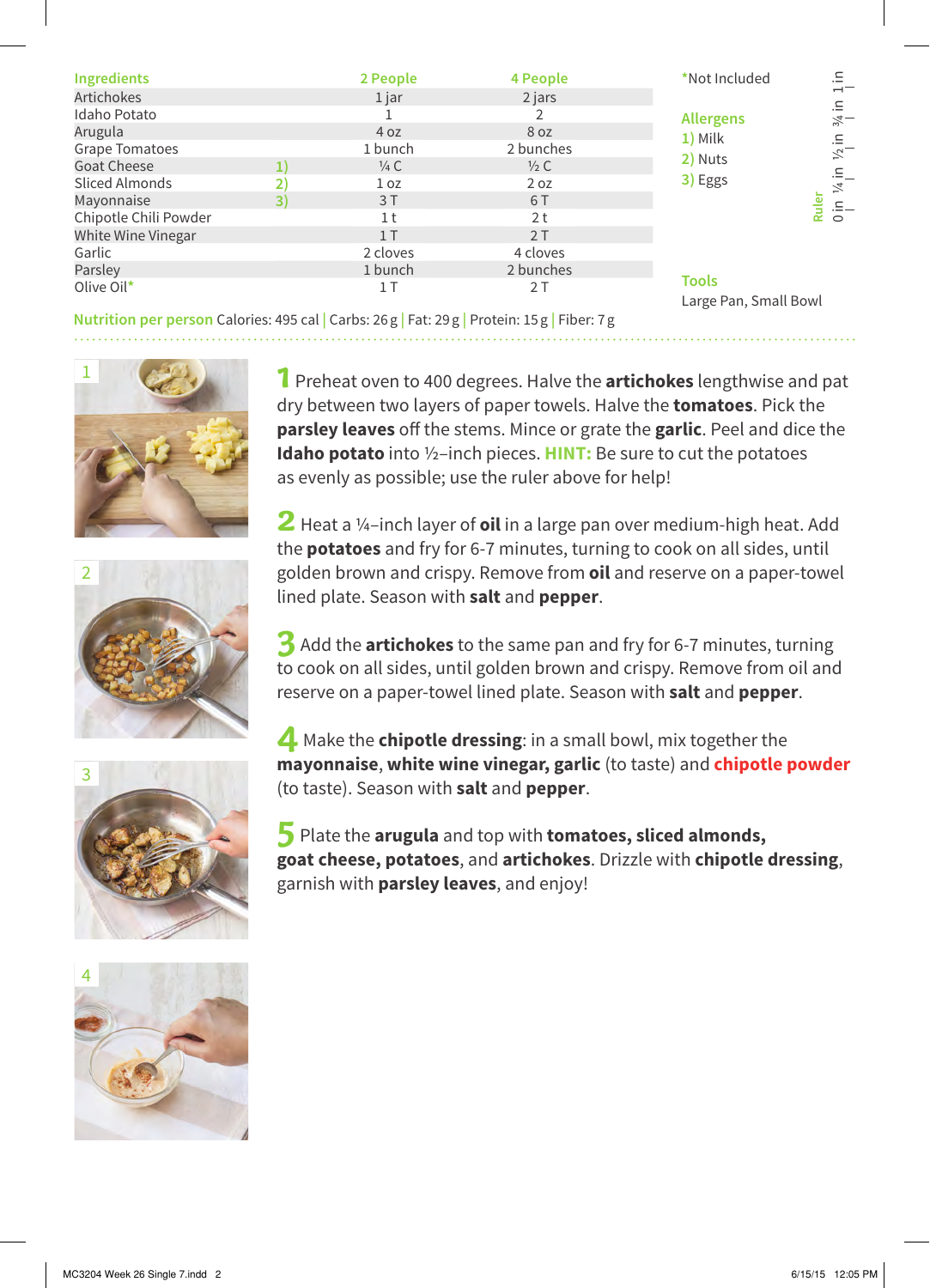| Ingredients | | 2 People | 4 People |
|---|---|---|---|
| Artichokes | | 1 jar | 2 jars |
| Idaho Potato | | 1 | 2 |
| Arugula | | 4 oz | 8 oz |
| Grape Tomatoes | | 1 bunch | 2 bunches |
| Goat Cheese | 1) | ¼ C | ½ C |
| Sliced Almonds | 2) | 1 oz | 2 oz |
| Mayonnaise | 3) | 3 T | 6 T |
| Chipotle Chili Powder | | 1 t | 2 t |
| White Wine Vinegar | | 1 T | 2 T |
| Garlic | | 2 cloves | 4 cloves |
| Parsley | | 1 bunch | 2 bunches |
| Olive Oil* | | 1 T | 2 T |

*Not Included

**Allergens**
1) Milk
2) Nuts
3) Eggs

Ruler: 0 in, ¼ in, ½ in, ¾ in, 1 in

**Tools**
Large Pan, Small Bowl

**Nutrition per person** Calories: 495 cal | Carbs: 26 g | Fat: 29 g | Protein: 15 g | Fiber: 7 g

**1** Preheat oven to 400 degrees. Halve the **artichokes** lengthwise and pat dry between two layers of paper towels. Halve the **tomatoes**. Pick the **parsley leaves** off the stems. Mince or grate the **garlic**. Peel and dice the **Idaho potato** into ½–inch pieces. **HINT:** Be sure to cut the potatoes as evenly as possible; use the ruler above for help!

**2** Heat a ¼–inch layer of **oil** in a large pan over medium-high heat. Add the **potatoes** and fry for 6-7 minutes, turning to cook on all sides, until golden brown and crispy. Remove from **oil** and reserve on a paper-towel lined plate. Season with **salt** and **pepper**.

**3** Add the **artichokes** to the same pan and fry for 6-7 minutes, turning to cook on all sides, until golden brown and crispy. Remove from oil and reserve on a paper-towel lined plate. Season with **salt** and **pepper**.

**4** Make the **chipotle dressing**: in a small bowl, mix together the **mayonnaise**, **white wine vinegar, garlic** (to taste) and **chipotle powder** (to taste). Season with **salt** and **pepper**.

**5** Plate the **arugula** and top with **tomatoes, sliced almonds, goat cheese, potatoes**, and **artichokes**. Drizzle with **chipotle dressing**, garnish with **parsley leaves**, and enjoy!